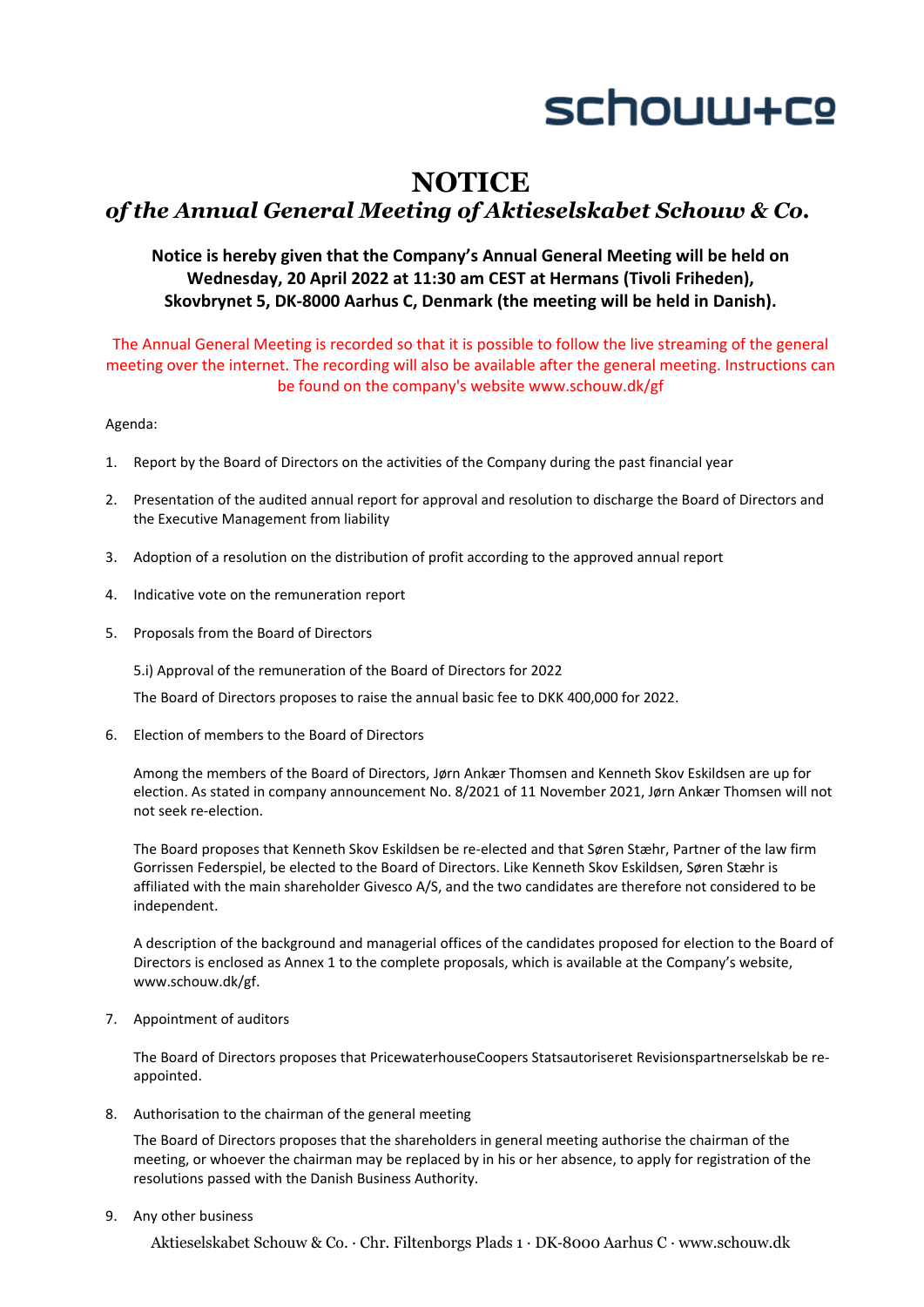schouw+co

# NOTICE

## *of the Annual General Meeting of Aktieselskabet Schouw & Co.*

**Notice is hereby given that the Company's Annual General Meeting will be held on Wednesday, 20 April 2022 at 11:30 am CEST at Hermans (Tivoli Friheden), Skovbrynet 5, DK-8000 Aarhus C, Denmark (the meeting will be held in Danish).**

The Annual General Meeting is recorded so that it is possible to follow the live streaming of the general meeting over the internet. The recording will also be available after the general meeting. Instructions can be found on the company's website www.schouw.dk/gf

Agenda:

1. Report by the Board of Directors on the activities of the Company during the past financial year

2. Presentation of the audited annual report for approval and resolution to discharge the Board of Directors and the Executive Management from liability

3. Adoption of a resolution on the distribution of profit according to the approved annual report

4. Indicative vote on the remuneration report

5. Proposals from the Board of Directors

   5.i) Approval of the remuneration of the Board of Directors for 2022

   The Board of Directors proposes to raise the annual basic fee to DKK 400,000 for 2022.

6. Election of members to the Board of Directors

   Among the members of the Board of Directors, Jørn Ankær Thomsen and Kenneth Skov Eskildsen are up for election. As stated in company announcement No. 8/2021 of 11 November 2021, Jørn Ankær Thomsen will not not seek re-election.

   The Board proposes that Kenneth Skov Eskildsen be re-elected and that Søren Stæhr, Partner of the law firm Gorrissen Federspiel, be elected to the Board of Directors. Like Kenneth Skov Eskildsen, Søren Stæhr is affiliated with the main shareholder Givesco A/S, and the two candidates are therefore not considered to be independent.

   A description of the background and managerial offices of the candidates proposed for election to the Board of Directors is enclosed as Annex 1 to the complete proposals, which is available at the Company's website, www.schouw.dk/gf.

7. Appointment of auditors

   The Board of Directors proposes that PricewaterhouseCoopers Statsautoriseret Revisionspartnerselskab be re-appointed.

8. Authorisation to the chairman of the general meeting

   The Board of Directors proposes that the shareholders in general meeting authorise the chairman of the meeting, or whoever the chairman may be replaced by in his or her absence, to apply for registration of the resolutions passed with the Danish Business Authority.

9. Any other business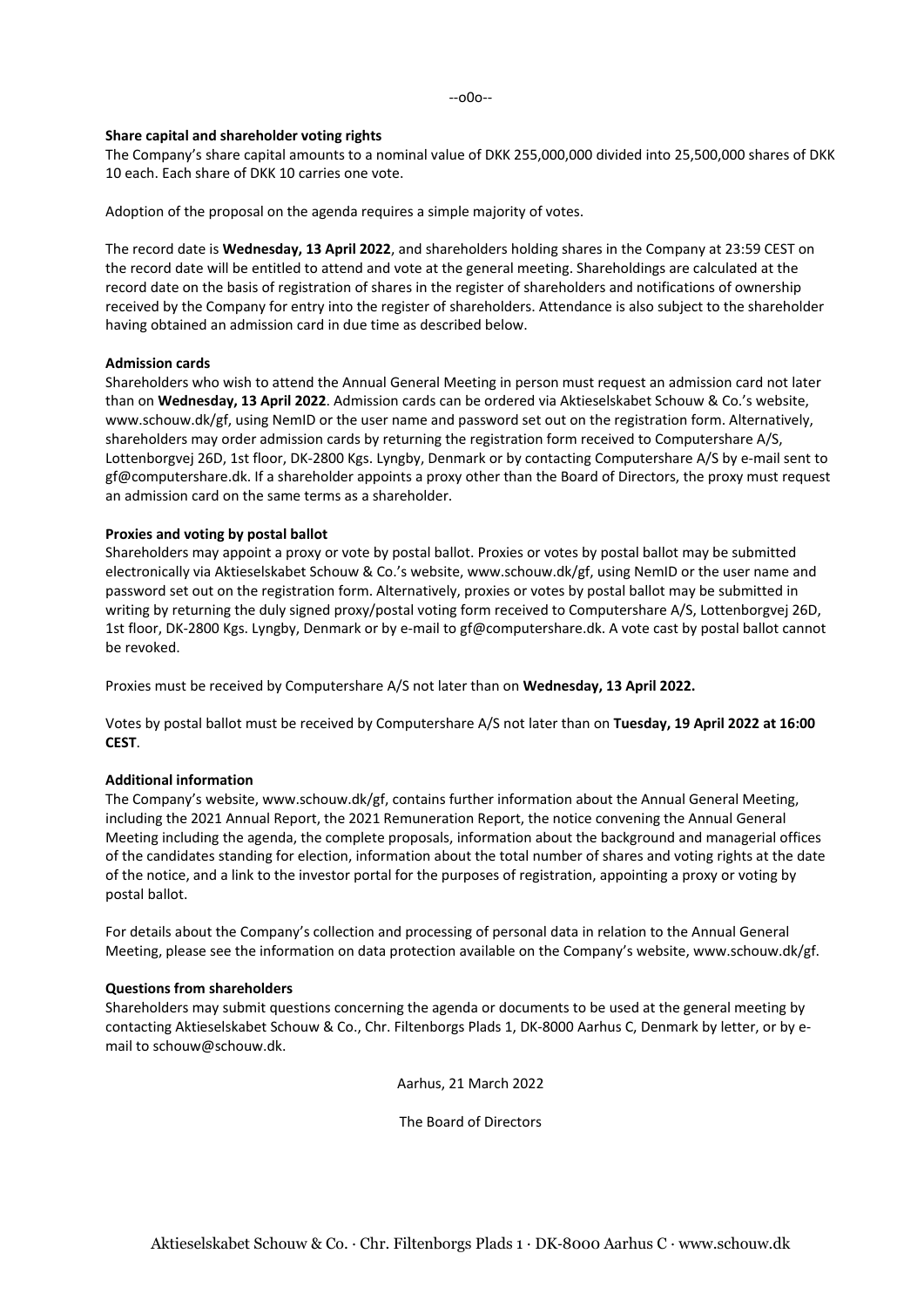--o0o--

**Share capital and shareholder voting rights**

The Company's share capital amounts to a nominal value of DKK 255,000,000 divided into 25,500,000 shares of DKK 10 each. Each share of DKK 10 carries one vote.

Adoption of the proposal on the agenda requires a simple majority of votes.

The record date is **Wednesday, 13 April 2022**, and shareholders holding shares in the Company at 23:59 CEST on the record date will be entitled to attend and vote at the general meeting. Shareholdings are calculated at the record date on the basis of registration of shares in the register of shareholders and notifications of ownership received by the Company for entry into the register of shareholders. Attendance is also subject to the shareholder having obtained an admission card in due time as described below.

**Admission cards**

Shareholders who wish to attend the Annual General Meeting in person must request an admission card not later than on **Wednesday, 13 April 2022**. Admission cards can be ordered via Aktieselskabet Schouw & Co.'s website, www.schouw.dk/gf, using NemID or the user name and password set out on the registration form. Alternatively, shareholders may order admission cards by returning the registration form received to Computershare A/S, Lottenborgvej 26D, 1st floor, DK-2800 Kgs. Lyngby, Denmark or by contacting Computershare A/S by e-mail sent to gf@computershare.dk. If a shareholder appoints a proxy other than the Board of Directors, the proxy must request an admission card on the same terms as a shareholder.

**Proxies and voting by postal ballot**

Shareholders may appoint a proxy or vote by postal ballot. Proxies or votes by postal ballot may be submitted electronically via Aktieselskabet Schouw & Co.'s website, www.schouw.dk/gf, using NemID or the user name and password set out on the registration form. Alternatively, proxies or votes by postal ballot may be submitted in writing by returning the duly signed proxy/postal voting form received to Computershare A/S, Lottenborgvej 26D, 1st floor, DK-2800 Kgs. Lyngby, Denmark or by e-mail to gf@computershare.dk. A vote cast by postal ballot cannot be revoked.

Proxies must be received by Computershare A/S not later than on **Wednesday, 13 April 2022.**

Votes by postal ballot must be received by Computershare A/S not later than on **Tuesday, 19 April 2022 at 16:00 CEST**.

**Additional information**

The Company's website, www.schouw.dk/gf, contains further information about the Annual General Meeting, including the 2021 Annual Report, the 2021 Remuneration Report, the notice convening the Annual General Meeting including the agenda, the complete proposals, information about the background and managerial offices of the candidates standing for election, information about the total number of shares and voting rights at the date of the notice, and a link to the investor portal for the purposes of registration, appointing a proxy or voting by postal ballot.

For details about the Company's collection and processing of personal data in relation to the Annual General Meeting, please see the information on data protection available on the Company's website, www.schouw.dk/gf.

**Questions from shareholders**

Shareholders may submit questions concerning the agenda or documents to be used at the general meeting by contacting Aktieselskabet Schouw & Co., Chr. Filtenborgs Plads 1, DK-8000 Aarhus C, Denmark by letter, or by e-mail to schouw@schouw.dk.

Aarhus, 21 March 2022

The Board of Directors